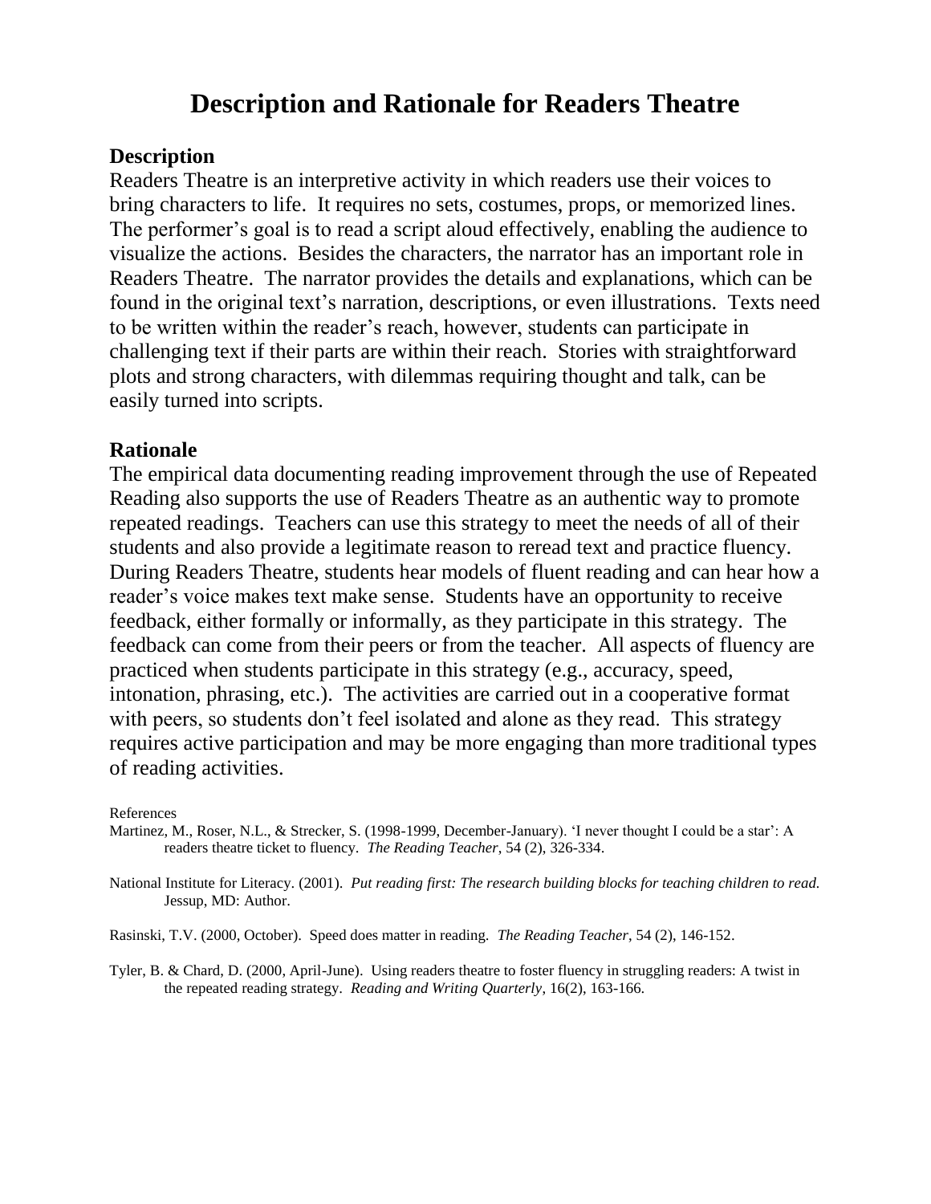# Description and Rationale for Readers Theatre

## Description

Readers Theatre is an interpretive activity in which readers use their voices to bring characters to life. It requires no sets, costumes, props, or memorized lines. The performer's goal is to read a script aloud effectively, enabling the audience to visualize the actions. Besides the characters, the narrator has an important role in Readers Theatre. The narrator provides the details and explanations, which can be found in the original text's narration, descriptions, or even illustrations. Texts need to be written within the reader's reach, however, students can participate in challenging text if their parts are within their reach. Stories with straightforward plots and strong characters, with dilemmas requiring thought and talk, can be easily turned into scripts.

## Rationale

The empirical data documenting reading improvement through the use of Repeated Reading also supports the use of Readers Theatre as an authentic way to promote repeated readings. Teachers can use this strategy to meet the needs of all of their students and also provide a legitimate reason to reread text and practice fluency. During Readers Theatre, students hear models of fluent reading and can hear how a reader's voice makes text make sense. Students have an opportunity to receive feedback, either formally or informally, as they participate in this strategy. The feedback can come from their peers or from the teacher. All aspects of fluency are practiced when students participate in this strategy (e.g., accuracy, speed, intonation, phrasing, etc.). The activities are carried out in a cooperative format with peers, so students don't feel isolated and alone as they read. This strategy requires active participation and may be more engaging than more traditional types of reading activities.

References

Martinez, M., Roser, N.L., & Strecker, S. (1998-1999, December-January). 'I never thought I could be a star': A readers theatre ticket to fluency. *The Reading Teacher*, 54 (2), 326-334.

National Institute for Literacy. (2001). *Put reading first: The research building blocks for teaching children to read.* Jessup, MD: Author.

Rasinski, T.V. (2000, October). Speed does matter in reading. *The Reading Teacher*, 54 (2), 146-152.

Tyler, B. & Chard, D. (2000, April-June). Using readers theatre to foster fluency in struggling readers: A twist in the repeated reading strategy. *Reading and Writing Quarterly*, 16(2), 163-166.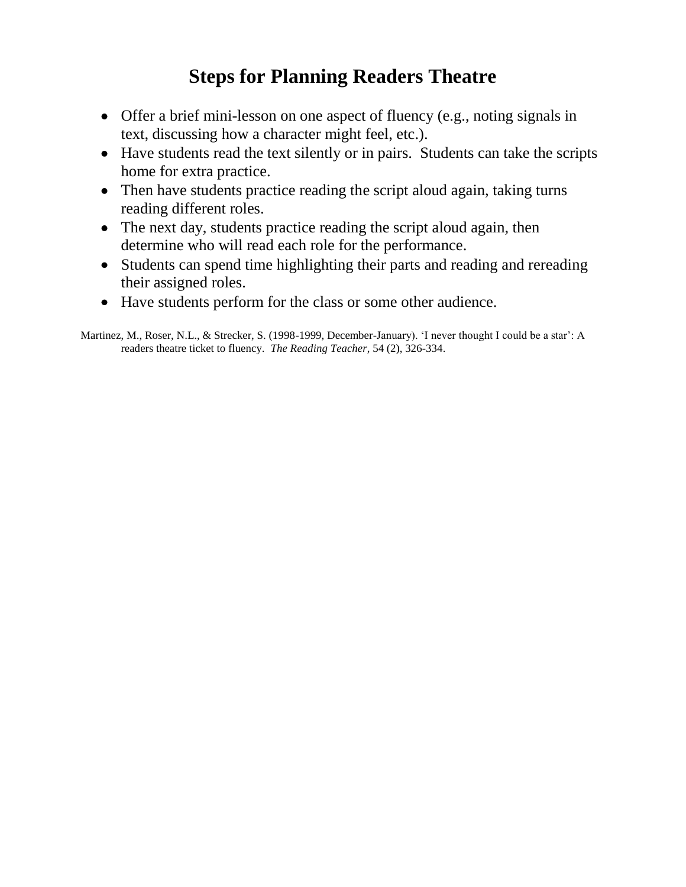# Steps for Planning Readers Theatre

- Offer a brief mini-lesson on one aspect of fluency (e.g., noting signals in text, discussing how a character might feel, etc.).
- Have students read the text silently or in pairs. Students can take the scripts home for extra practice.
- Then have students practice reading the script aloud again, taking turns reading different roles.
- The next day, students practice reading the script aloud again, then determine who will read each role for the performance.
- Students can spend time highlighting their parts and reading and rereading their assigned roles.
- Have students perform for the class or some other audience.

Martinez, M., Roser, N.L., & Strecker, S. (1998-1999, December-January). 'I never thought I could be a star': A readers theatre ticket to fluency. *The Reading Teacher*, 54 (2), 326-334.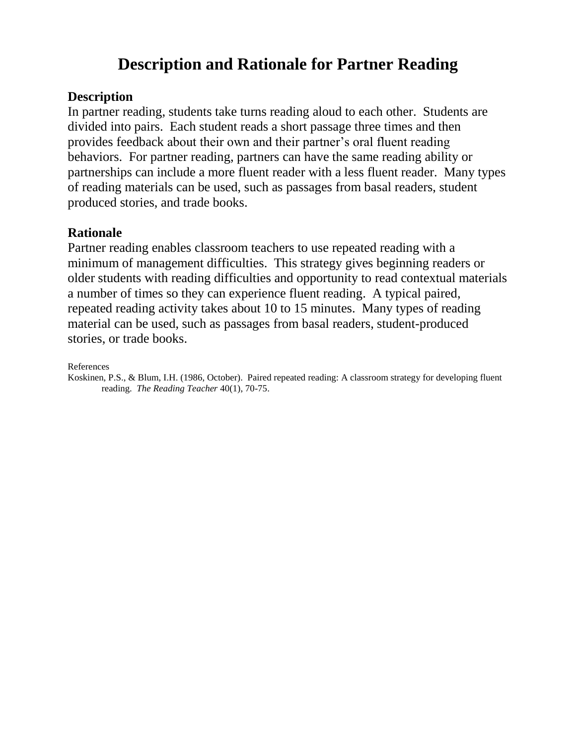# Description and Rationale for Partner Reading

**Description**

In partner reading, students take turns reading aloud to each other. Students are divided into pairs. Each student reads a short passage three times and then provides feedback about their own and their partner's oral fluent reading behaviors. For partner reading, partners can have the same reading ability or partnerships can include a more fluent reader with a less fluent reader. Many types of reading materials can be used, such as passages from basal readers, student produced stories, and trade books.

**Rationale**

Partner reading enables classroom teachers to use repeated reading with a minimum of management difficulties. This strategy gives beginning readers or older students with reading difficulties and opportunity to read contextual materials a number of times so they can experience fluent reading. A typical paired, repeated reading activity takes about 10 to 15 minutes. Many types of reading material can be used, such as passages from basal readers, student-produced stories, or trade books.

References

Koskinen, P.S., & Blum, I.H. (1986, October). Paired repeated reading: A classroom strategy for developing fluent reading. *The Reading Teacher* 40(1), 70-75.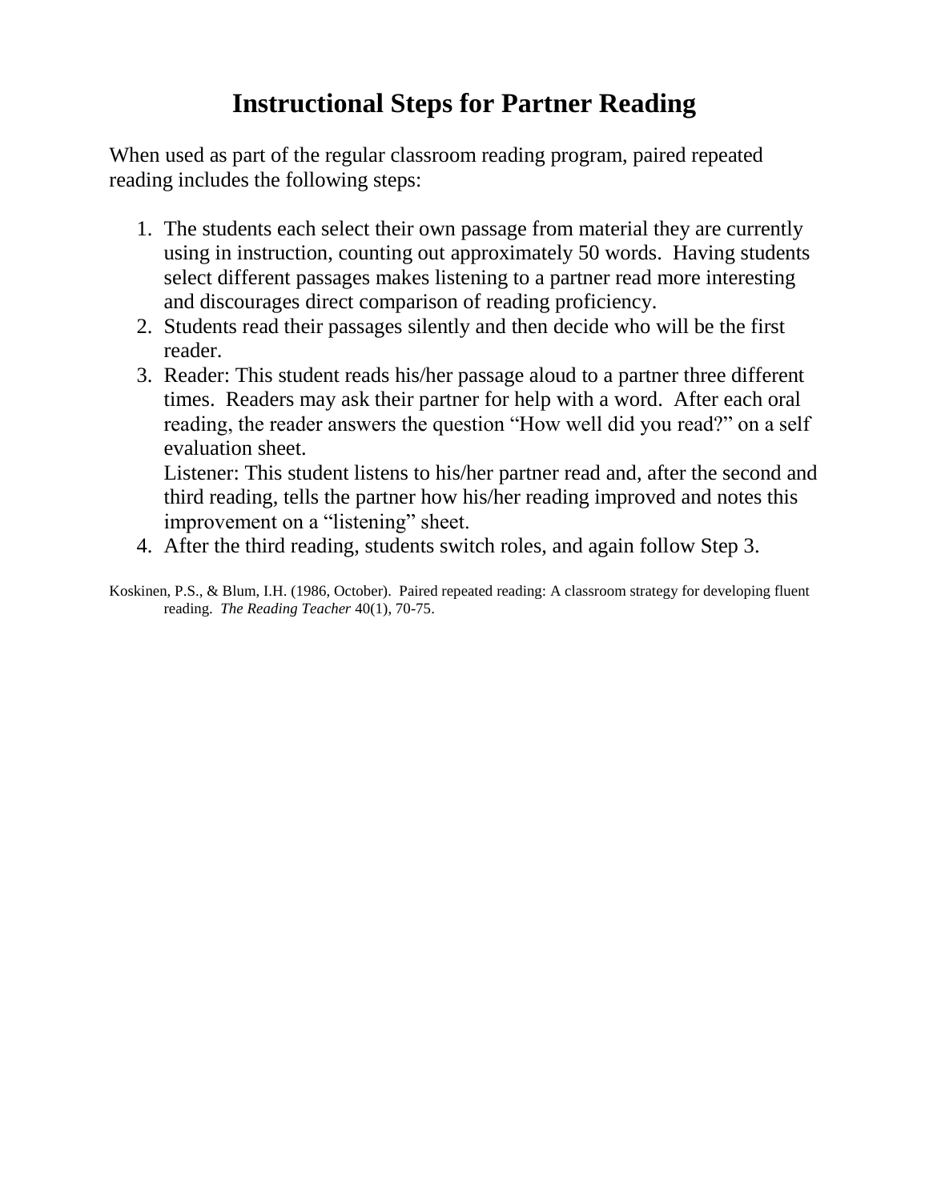# Instructional Steps for Partner Reading

When used as part of the regular classroom reading program, paired repeated reading includes the following steps:

1. The students each select their own passage from material they are currently using in instruction, counting out approximately 50 words. Having students select different passages makes listening to a partner read more interesting and discourages direct comparison of reading proficiency.
2. Students read their passages silently and then decide who will be the first reader.
3. Reader: This student reads his/her passage aloud to a partner three different times. Readers may ask their partner for help with a word. After each oral reading, the reader answers the question "How well did you read?" on a self evaluation sheet.
   Listener: This student listens to his/her partner read and, after the second and third reading, tells the partner how his/her reading improved and notes this improvement on a "listening" sheet.
4. After the third reading, students switch roles, and again follow Step 3.

Koskinen, P.S., & Blum, I.H. (1986, October). Paired repeated reading: A classroom strategy for developing fluent reading. *The Reading Teacher* 40(1), 70-75.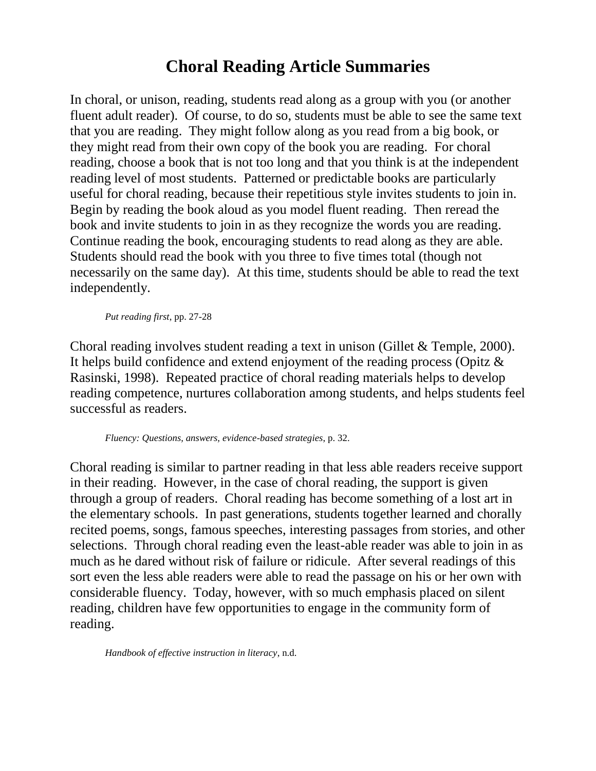# Choral Reading Article Summaries

In choral, or unison, reading, students read along as a group with you (or another fluent adult reader). Of course, to do so, students must be able to see the same text that you are reading. They might follow along as you read from a big book, or they might read from their own copy of the book you are reading. For choral reading, choose a book that is not too long and that you think is at the independent reading level of most students. Patterned or predictable books are particularly useful for choral reading, because their repetitious style invites students to join in. Begin by reading the book aloud as you model fluent reading. Then reread the book and invite students to join in as they recognize the words you are reading. Continue reading the book, encouraging students to read along as they are able. Students should read the book with you three to five times total (though not necessarily on the same day). At this time, students should be able to read the text independently.

*Put reading first*, pp. 27-28

Choral reading involves student reading a text in unison (Gillet & Temple, 2000). It helps build confidence and extend enjoyment of the reading process (Opitz & Rasinski, 1998). Repeated practice of choral reading materials helps to develop reading competence, nurtures collaboration among students, and helps students feel successful as readers.

*Fluency: Questions, answers, evidence-based strategies*, p. 32.

Choral reading is similar to partner reading in that less able readers receive support in their reading. However, in the case of choral reading, the support is given through a group of readers. Choral reading has become something of a lost art in the elementary schools. In past generations, students together learned and chorally recited poems, songs, famous speeches, interesting passages from stories, and other selections. Through choral reading even the least-able reader was able to join in as much as he dared without risk of failure or ridicule. After several readings of this sort even the less able readers were able to read the passage on his or her own with considerable fluency. Today, however, with so much emphasis placed on silent reading, children have few opportunities to engage in the community form of reading.

*Handbook of effective instruction in literacy*, n.d.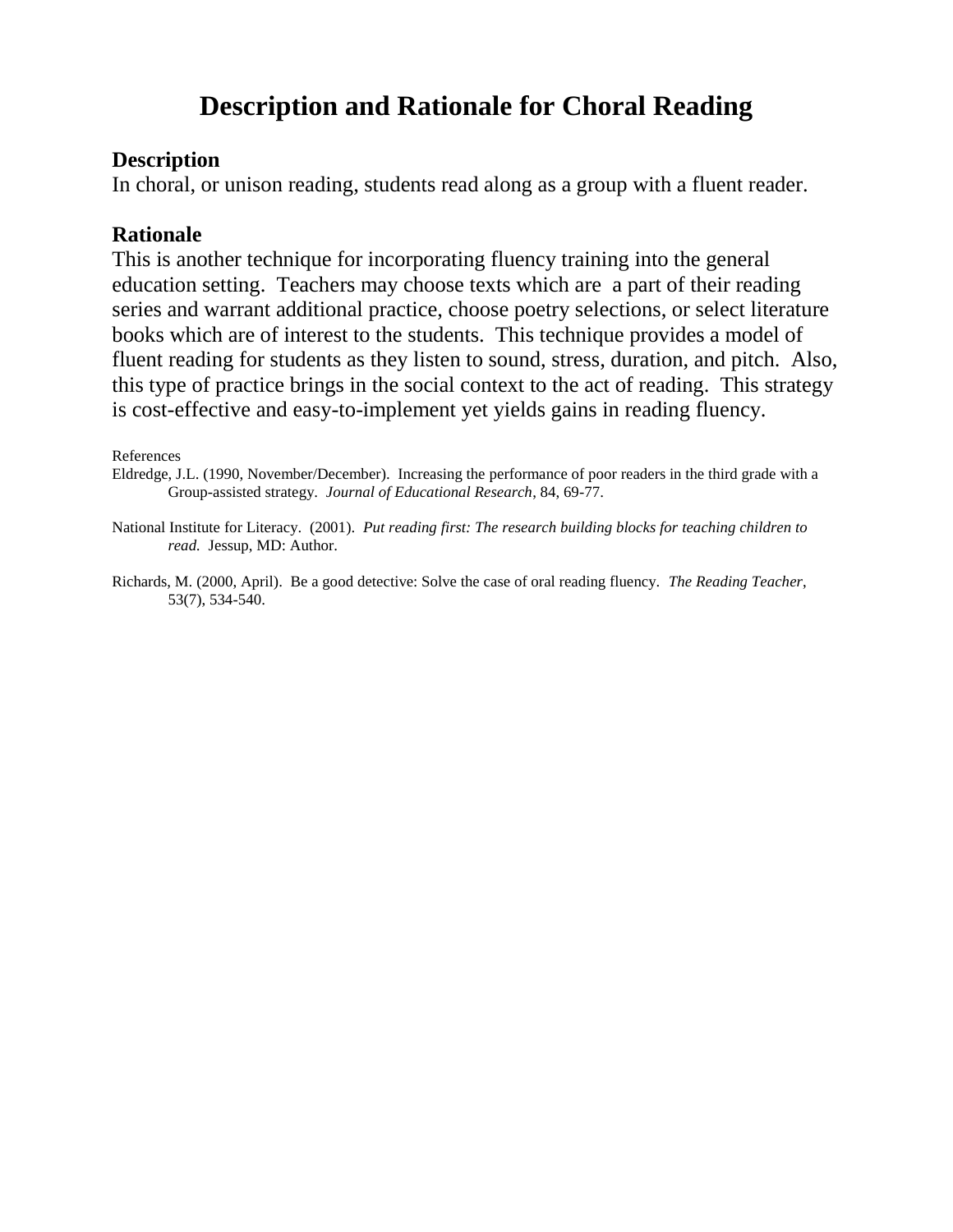# Description and Rationale for Choral Reading

## Description

In choral, or unison reading, students read along as a group with a fluent reader.

## Rationale

This is another technique for incorporating fluency training into the general education setting. Teachers may choose texts which are a part of their reading series and warrant additional practice, choose poetry selections, or select literature books which are of interest to the students. This technique provides a model of fluent reading for students as they listen to sound, stress, duration, and pitch. Also, this type of practice brings in the social context to the act of reading. This strategy is cost-effective and easy-to-implement yet yields gains in reading fluency.

References

Eldredge, J.L. (1990, November/December). Increasing the performance of poor readers in the third grade with a Group-assisted strategy. *Journal of Educational Research*, 84, 69-77.

National Institute for Literacy. (2001). *Put reading first: The research building blocks for teaching children to read.* Jessup, MD: Author.

Richards, M. (2000, April). Be a good detective: Solve the case of oral reading fluency. *The Reading Teacher*, 53(7), 534-540.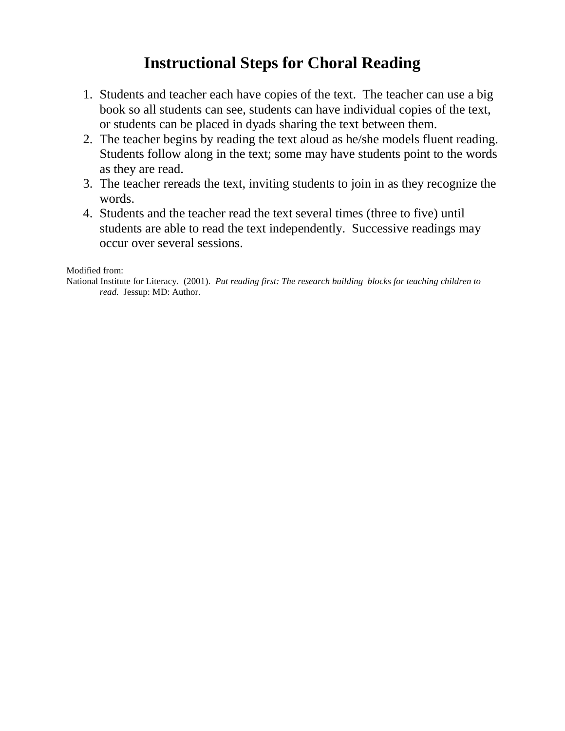# Instructional Steps for Choral Reading

1. Students and teacher each have copies of the text. The teacher can use a big book so all students can see, students can have individual copies of the text, or students can be placed in dyads sharing the text between them.
2. The teacher begins by reading the text aloud as he/she models fluent reading. Students follow along in the text; some may have students point to the words as they are read.
3. The teacher rereads the text, inviting students to join in as they recognize the words.
4. Students and the teacher read the text several times (three to five) until students are able to read the text independently. Successive readings may occur over several sessions.

Modified from:
National Institute for Literacy. (2001). *Put reading first: The research building blocks for teaching children to read.* Jessup: MD: Author.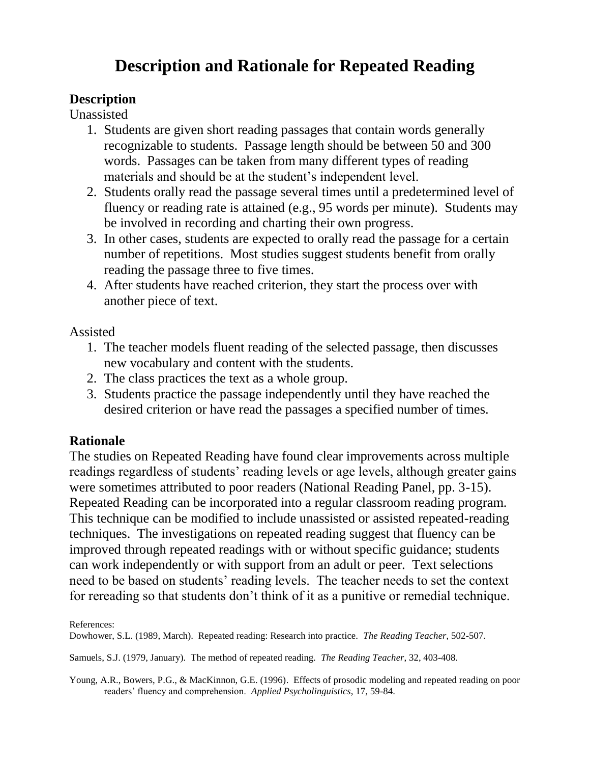# Description and Rationale for Repeated Reading

## Description

Unassisted

1. Students are given short reading passages that contain words generally recognizable to students. Passage length should be between 50 and 300 words. Passages can be taken from many different types of reading materials and should be at the student's independent level.
2. Students orally read the passage several times until a predetermined level of fluency or reading rate is attained (e.g., 95 words per minute). Students may be involved in recording and charting their own progress.
3. In other cases, students are expected to orally read the passage for a certain number of repetitions. Most studies suggest students benefit from orally reading the passage three to five times.
4. After students have reached criterion, they start the process over with another piece of text.

Assisted

1. The teacher models fluent reading of the selected passage, then discusses new vocabulary and content with the students.
2. The class practices the text as a whole group.
3. Students practice the passage independently until they have reached the desired criterion or have read the passages a specified number of times.

## Rationale

The studies on Repeated Reading have found clear improvements across multiple readings regardless of students' reading levels or age levels, although greater gains were sometimes attributed to poor readers (National Reading Panel, pp. 3-15). Repeated Reading can be incorporated into a regular classroom reading program. This technique can be modified to include unassisted or assisted repeated-reading techniques. The investigations on repeated reading suggest that fluency can be improved through repeated readings with or without specific guidance; students can work independently or with support from an adult or peer. Text selections need to be based on students' reading levels. The teacher needs to set the context for rereading so that students don't think of it as a punitive or remedial technique.

References:

Dowhower, S.L. (1989, March). Repeated reading: Research into practice. *The Reading Teacher*, 502-507.

Samuels, S.J. (1979, January). The method of repeated reading. *The Reading Teacher*, 32, 403-408.

Young, A.R., Bowers, P.G., & MacKinnon, G.E. (1996). Effects of prosodic modeling and repeated reading on poor readers' fluency and comprehension. *Applied Psycholinguistics*, 17, 59-84.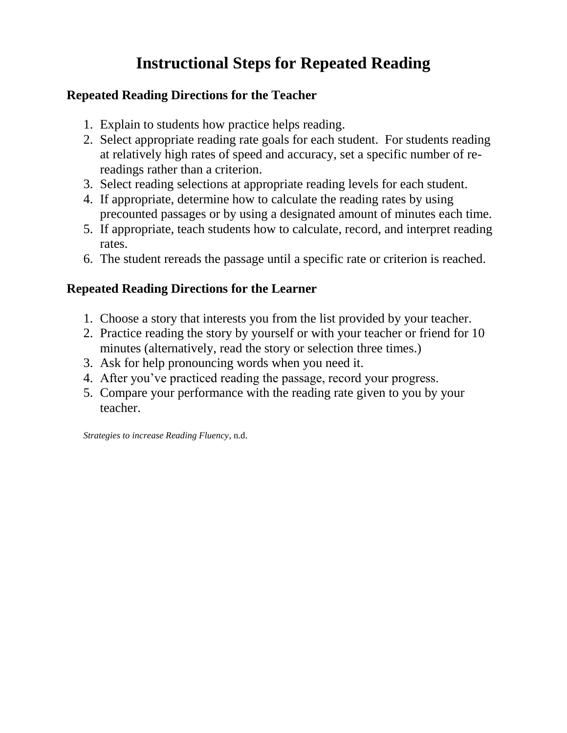# Instructional Steps for Repeated Reading

## Repeated Reading Directions for the Teacher

1. Explain to students how practice helps reading.
2. Select appropriate reading rate goals for each student. For students reading at relatively high rates of speed and accuracy, set a specific number of re-readings rather than a criterion.
3. Select reading selections at appropriate reading levels for each student.
4. If appropriate, determine how to calculate the reading rates by using precounted passages or by using a designated amount of minutes each time.
5. If appropriate, teach students how to calculate, record, and interpret reading rates.
6. The student rereads the passage until a specific rate or criterion is reached.

## Repeated Reading Directions for the Learner

1. Choose a story that interests you from the list provided by your teacher.
2. Practice reading the story by yourself or with your teacher or friend for 10 minutes (alternatively, read the story or selection three times.)
3. Ask for help pronouncing words when you need it.
4. After you've practiced reading the passage, record your progress.
5. Compare your performance with the reading rate given to you by your teacher.

*Strategies to increase Reading Fluency*, n.d.